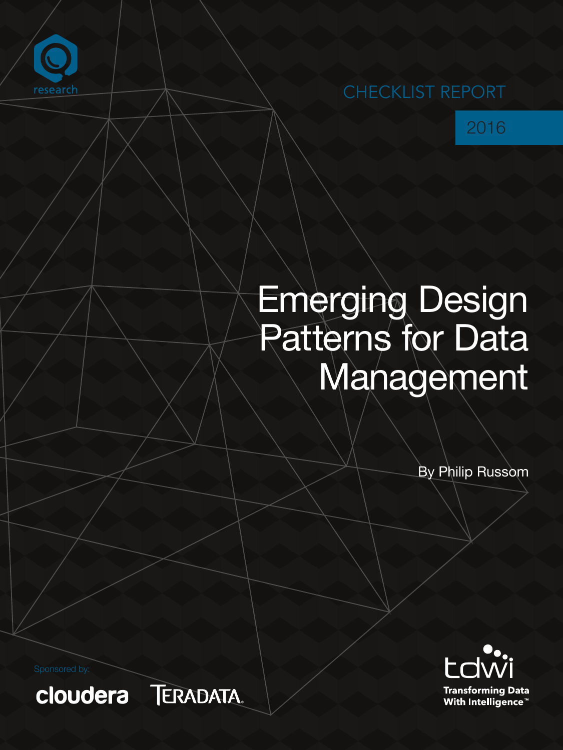research

CHECKLIST REPORT

2016

# Emerging Design Patterns for Data Management

By Philip Russom

Sponsored by:

cloudera

TERADATA.

tdwi

Transforming Data With Intelligence™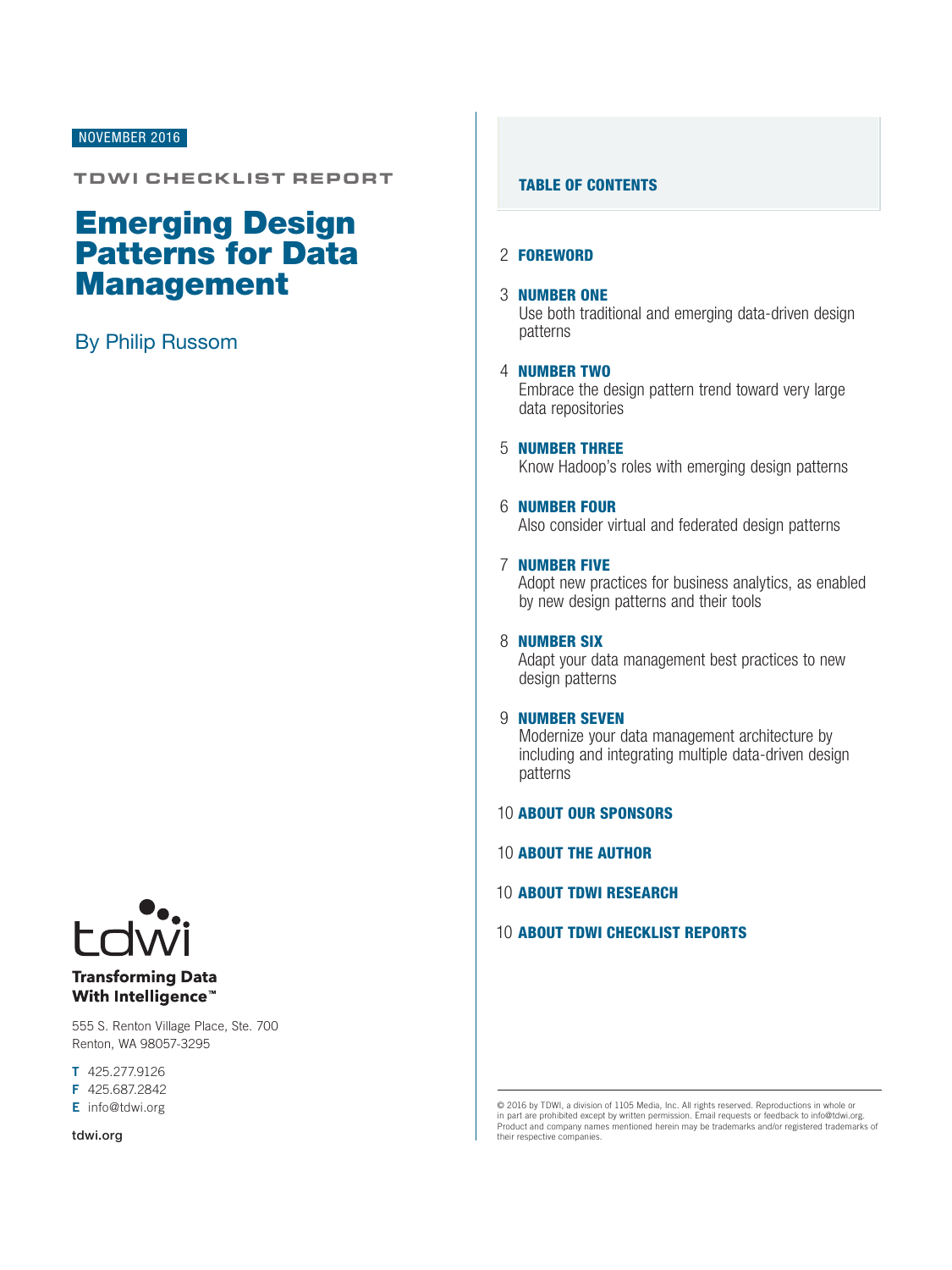NOVEMBER 2016

**TDWI CHECKLIST REPORT**

# Emerging Design Patterns for Data Management

By Philip Russom

tdwi

**Transforming Data With Intelligence™**

555 S. Renton Village Place, Ste. 700
Renton, WA 98057-3295

**T** 425.277.9126
**F** 425.687.2842
**E** info@tdwi.org

**tdwi.org**

## TABLE OF CONTENTS

2 **FOREWORD**

3 **NUMBER ONE**
Use both traditional and emerging data-driven design patterns

4 **NUMBER TWO**
Embrace the design pattern trend toward very large data repositories

5 **NUMBER THREE**
Know Hadoop's roles with emerging design patterns

6 **NUMBER FOUR**
Also consider virtual and federated design patterns

7 **NUMBER FIVE**
Adopt new practices for business analytics, as enabled by new design patterns and their tools

8 **NUMBER SIX**
Adapt your data management best practices to new design patterns

9 **NUMBER SEVEN**
Modernize your data management architecture by including and integrating multiple data-driven design patterns

10 **ABOUT OUR SPONSORS**

10 **ABOUT THE AUTHOR**

10 **ABOUT TDWI RESEARCH**

10 **ABOUT TDWI CHECKLIST REPORTS**

© 2016 by TDWI, a division of 1105 Media, Inc. All rights reserved. Reproductions in whole or in part are prohibited except by written permission. Email requests or feedback to info@tdwi.org. Product and company names mentioned herein may be trademarks and/or registered trademarks of their respective companies.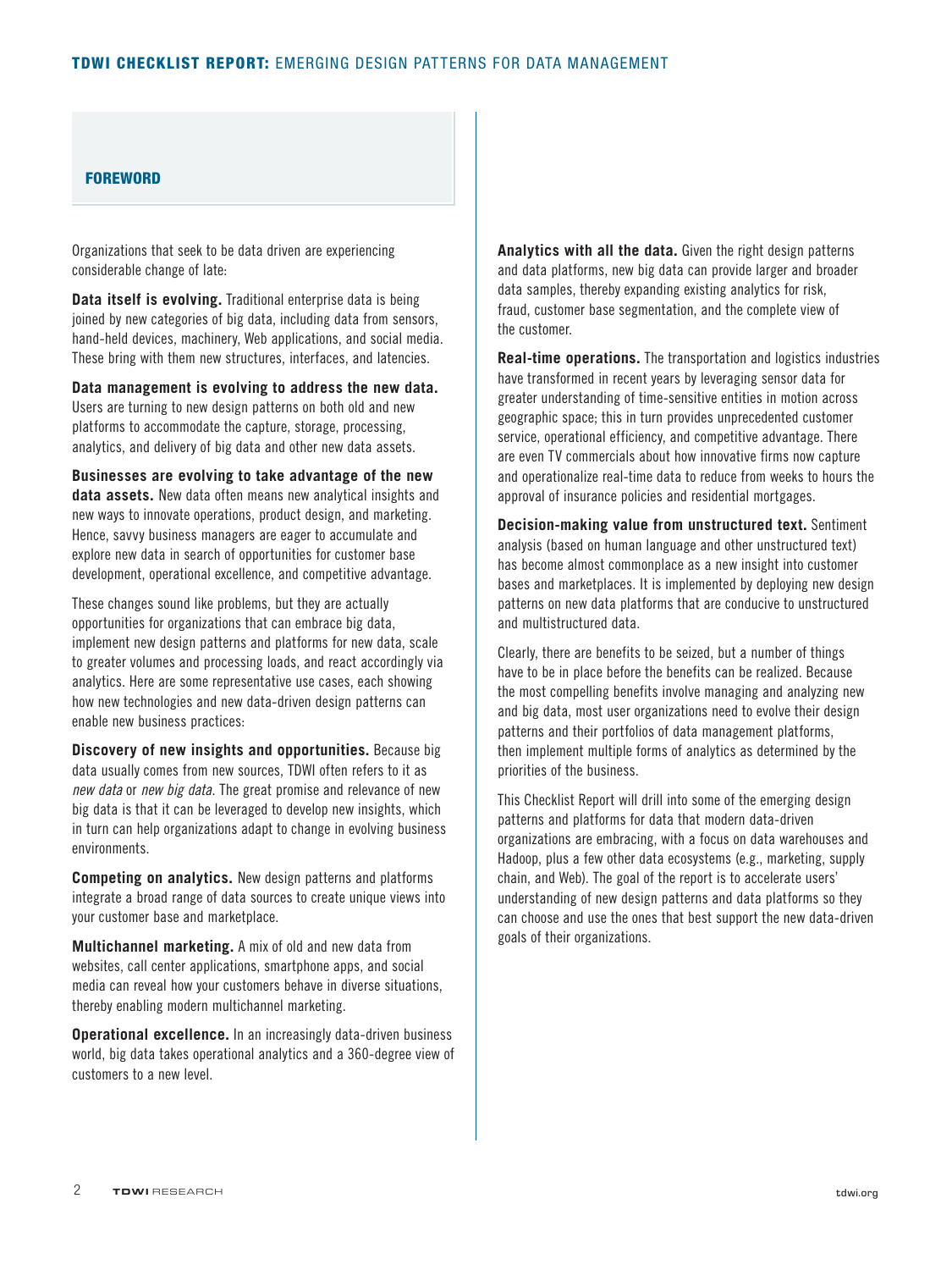## FOREWORD

Organizations that seek to be data driven are experiencing considerable change of late:

**Data itself is evolving.** Traditional enterprise data is being joined by new categories of big data, including data from sensors, hand-held devices, machinery, Web applications, and social media. These bring with them new structures, interfaces, and latencies.

**Data management is evolving to address the new data.** Users are turning to new design patterns on both old and new platforms to accommodate the capture, storage, processing, analytics, and delivery of big data and other new data assets.

**Businesses are evolving to take advantage of the new data assets.** New data often means new analytical insights and new ways to innovate operations, product design, and marketing. Hence, savvy business managers are eager to accumulate and explore new data in search of opportunities for customer base development, operational excellence, and competitive advantage.

These changes sound like problems, but they are actually opportunities for organizations that can embrace big data, implement new design patterns and platforms for new data, scale to greater volumes and processing loads, and react accordingly via analytics. Here are some representative use cases, each showing how new technologies and new data-driven design patterns can enable new business practices:

**Discovery of new insights and opportunities.** Because big data usually comes from new sources, TDWI often refers to it as *new data* or *new big data*. The great promise and relevance of new big data is that it can be leveraged to develop new insights, which in turn can help organizations adapt to change in evolving business environments.

**Competing on analytics.** New design patterns and platforms integrate a broad range of data sources to create unique views into your customer base and marketplace.

**Multichannel marketing.** A mix of old and new data from websites, call center applications, smartphone apps, and social media can reveal how your customers behave in diverse situations, thereby enabling modern multichannel marketing.

**Operational excellence.** In an increasingly data-driven business world, big data takes operational analytics and a 360-degree view of customers to a new level.

**Analytics with all the data.** Given the right design patterns and data platforms, new big data can provide larger and broader data samples, thereby expanding existing analytics for risk, fraud, customer base segmentation, and the complete view of the customer.

**Real-time operations.** The transportation and logistics industries have transformed in recent years by leveraging sensor data for greater understanding of time-sensitive entities in motion across geographic space; this in turn provides unprecedented customer service, operational efficiency, and competitive advantage. There are even TV commercials about how innovative firms now capture and operationalize real-time data to reduce from weeks to hours the approval of insurance policies and residential mortgages.

**Decision-making value from unstructured text.** Sentiment analysis (based on human language and other unstructured text) has become almost commonplace as a new insight into customer bases and marketplaces. It is implemented by deploying new design patterns on new data platforms that are conducive to unstructured and multistructured data.

Clearly, there are benefits to be seized, but a number of things have to be in place before the benefits can be realized. Because the most compelling benefits involve managing and analyzing new and big data, most user organizations need to evolve their design patterns and their portfolios of data management platforms, then implement multiple forms of analytics as determined by the priorities of the business.

This Checklist Report will drill into some of the emerging design patterns and platforms for data that modern data-driven organizations are embracing, with a focus on data warehouses and Hadoop, plus a few other data ecosystems (e.g., marketing, supply chain, and Web). The goal of the report is to accelerate users' understanding of new design patterns and data platforms so they can choose and use the ones that best support the new data-driven goals of their organizations.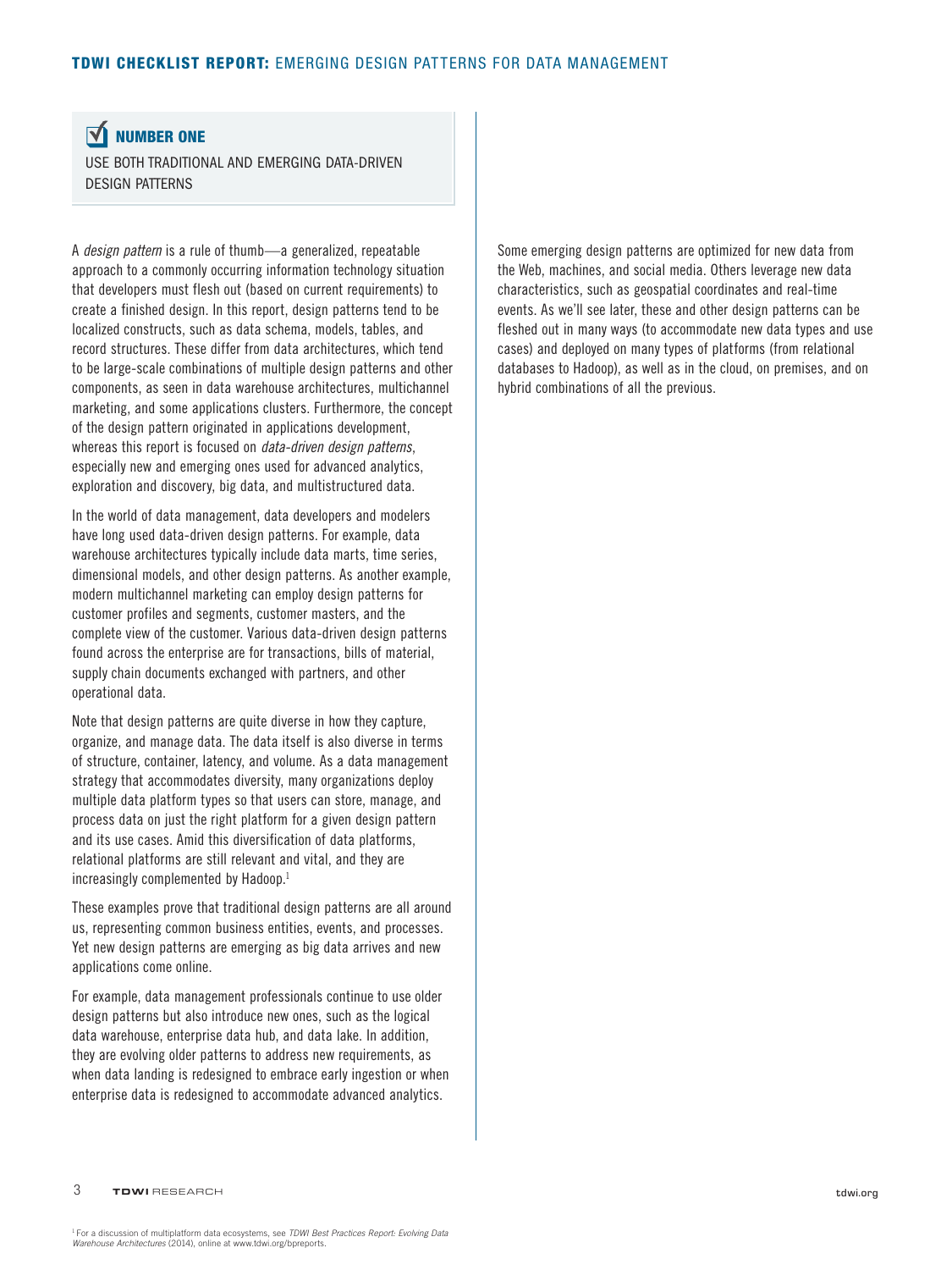## NUMBER ONE

USE BOTH TRADITIONAL AND EMERGING DATA-DRIVEN DESIGN PATTERNS

A *design pattern* is a rule of thumb—a generalized, repeatable approach to a commonly occurring information technology situation that developers must flesh out (based on current requirements) to create a finished design. In this report, design patterns tend to be localized constructs, such as data schema, models, tables, and record structures. These differ from data architectures, which tend to be large-scale combinations of multiple design patterns and other components, as seen in data warehouse architectures, multichannel marketing, and some applications clusters. Furthermore, the concept of the design pattern originated in applications development, whereas this report is focused on *data-driven design patterns*, especially new and emerging ones used for advanced analytics, exploration and discovery, big data, and multistructured data.

In the world of data management, data developers and modelers have long used data-driven design patterns. For example, data warehouse architectures typically include data marts, time series, dimensional models, and other design patterns. As another example, modern multichannel marketing can employ design patterns for customer profiles and segments, customer masters, and the complete view of the customer. Various data-driven design patterns found across the enterprise are for transactions, bills of material, supply chain documents exchanged with partners, and other operational data.

Note that design patterns are quite diverse in how they capture, organize, and manage data. The data itself is also diverse in terms of structure, container, latency, and volume. As a data management strategy that accommodates diversity, many organizations deploy multiple data platform types so that users can store, manage, and process data on just the right platform for a given design pattern and its use cases. Amid this diversification of data platforms, relational platforms are still relevant and vital, and they are increasingly complemented by Hadoop.[1]

These examples prove that traditional design patterns are all around us, representing common business entities, events, and processes. Yet new design patterns are emerging as big data arrives and new applications come online.

For example, data management professionals continue to use older design patterns but also introduce new ones, such as the logical data warehouse, enterprise data hub, and data lake. In addition, they are evolving older patterns to address new requirements, as when data landing is redesigned to embrace early ingestion or when enterprise data is redesigned to accommodate advanced analytics.

Some emerging design patterns are optimized for new data from the Web, machines, and social media. Others leverage new data characteristics, such as geospatial coordinates and real-time events. As we'll see later, these and other design patterns can be fleshed out in many ways (to accommodate new data types and use cases) and deployed on many types of platforms (from relational databases to Hadoop), as well as in the cloud, on premises, and on hybrid combinations of all the previous.

[1] For a discussion of multiplatform data ecosystems, see *TDWI Best Practices Report: Evolving Data Warehouse Architectures* (2014), online at www.tdwi.org/bpreports.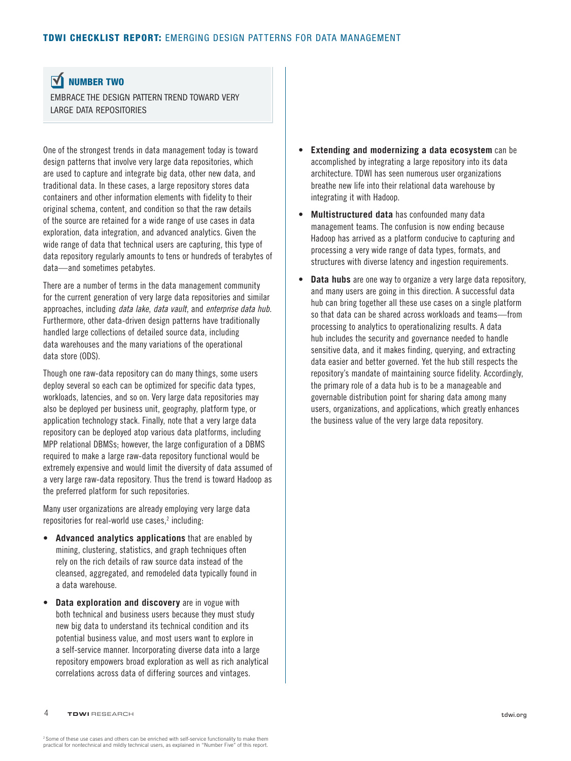## NUMBER TWO

EMBRACE THE DESIGN PATTERN TREND TOWARD VERY LARGE DATA REPOSITORIES

One of the strongest trends in data management today is toward design patterns that involve very large data repositories, which are used to capture and integrate big data, other new data, and traditional data. In these cases, a large repository stores data containers and other information elements with fidelity to their original schema, content, and condition so that the raw details of the source are retained for a wide range of use cases in data exploration, data integration, and advanced analytics. Given the wide range of data that technical users are capturing, this type of data repository regularly amounts to tens or hundreds of terabytes of data—and sometimes petabytes.

There are a number of terms in the data management community for the current generation of very large data repositories and similar approaches, including *data lake*, *data vault*, and *enterprise data hub*. Furthermore, other data-driven design patterns have traditionally handled large collections of detailed source data, including data warehouses and the many variations of the operational data store (ODS).

Though one raw-data repository can do many things, some users deploy several so each can be optimized for specific data types, workloads, latencies, and so on. Very large data repositories may also be deployed per business unit, geography, platform type, or application technology stack. Finally, note that a very large data repository can be deployed atop various data platforms, including MPP relational DBMSs; however, the large configuration of a DBMS required to make a large raw-data repository functional would be extremely expensive and would limit the diversity of data assumed of a very large raw-data repository. Thus the trend is toward Hadoop as the preferred platform for such repositories.

Many user organizations are already employing very large data repositories for real-world use cases,[2] including:

- **Advanced analytics applications** that are enabled by mining, clustering, statistics, and graph techniques often rely on the rich details of raw source data instead of the cleansed, aggregated, and remodeled data typically found in a data warehouse.
- **Data exploration and discovery** are in vogue with both technical and business users because they must study new big data to understand its technical condition and its potential business value, and most users want to explore in a self-service manner. Incorporating diverse data into a large repository empowers broad exploration as well as rich analytical correlations across data of differing sources and vintages.
- **Extending and modernizing a data ecosystem** can be accomplished by integrating a large repository into its data architecture. TDWI has seen numerous user organizations breathe new life into their relational data warehouse by integrating it with Hadoop.
- **Multistructured data** has confounded many data management teams. The confusion is now ending because Hadoop has arrived as a platform conducive to capturing and processing a very wide range of data types, formats, and structures with diverse latency and ingestion requirements.
- **Data hubs** are one way to organize a very large data repository, and many users are going in this direction. A successful data hub can bring together all these use cases on a single platform so that data can be shared across workloads and teams—from processing to analytics to operationalizing results. A data hub includes the security and governance needed to handle sensitive data, and it makes finding, querying, and extracting data easier and better governed. Yet the hub still respects the repository's mandate of maintaining source fidelity. Accordingly, the primary role of a data hub is to be a manageable and governable distribution point for sharing data among many users, organizations, and applications, which greatly enhances the business value of the very large data repository.

[2] Some of these use cases and others can be enriched with self-service functionality to make them practical for nontechnical and mildly technical users, as explained in "Number Five" of this report.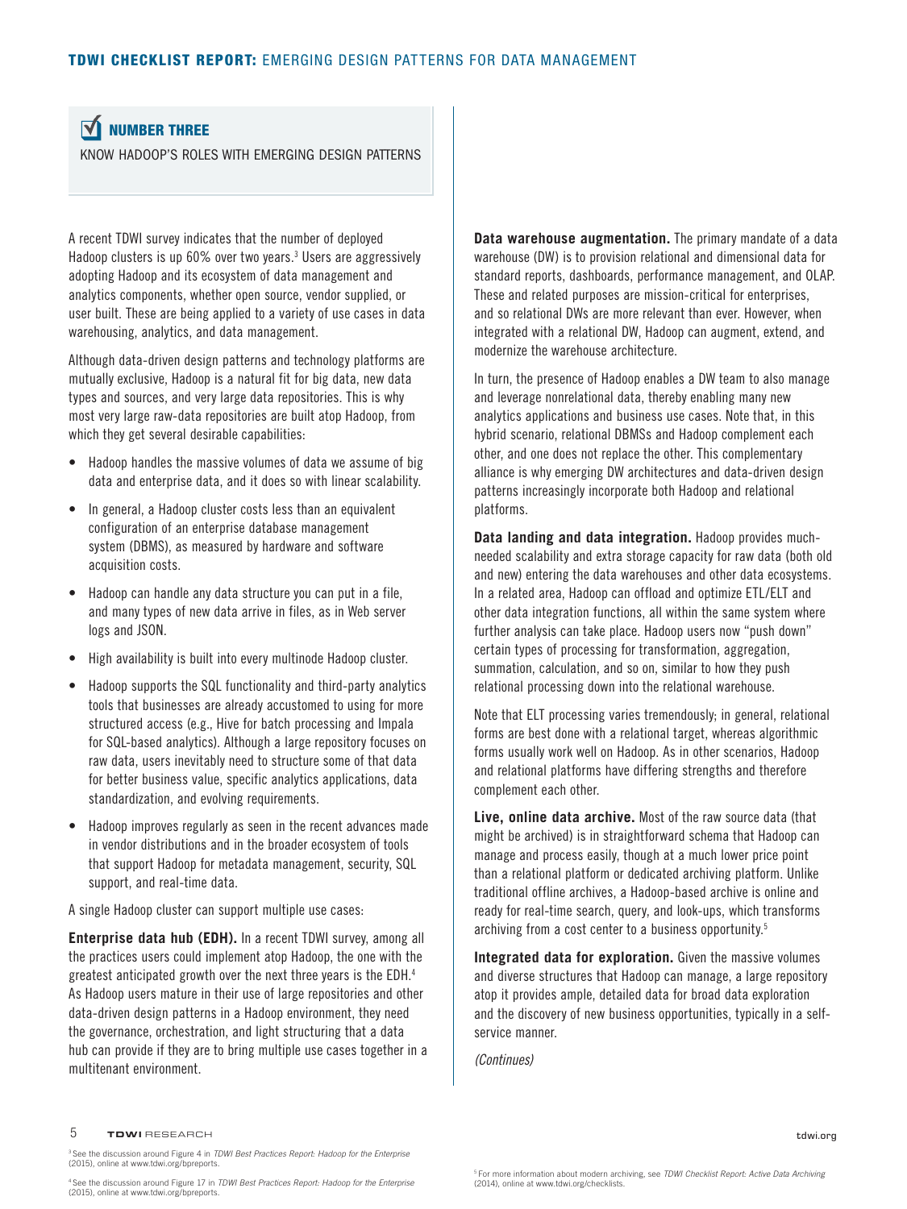## NUMBER THREE

KNOW HADOOP'S ROLES WITH EMERGING DESIGN PATTERNS

A recent TDWI survey indicates that the number of deployed Hadoop clusters is up 60% over two years.[3] Users are aggressively adopting Hadoop and its ecosystem of data management and analytics components, whether open source, vendor supplied, or user built. These are being applied to a variety of use cases in data warehousing, analytics, and data management.

Although data-driven design patterns and technology platforms are mutually exclusive, Hadoop is a natural fit for big data, new data types and sources, and very large data repositories. This is why most very large raw-data repositories are built atop Hadoop, from which they get several desirable capabilities:

- Hadoop handles the massive volumes of data we assume of big data and enterprise data, and it does so with linear scalability.
- In general, a Hadoop cluster costs less than an equivalent configuration of an enterprise database management system (DBMS), as measured by hardware and software acquisition costs.
- Hadoop can handle any data structure you can put in a file, and many types of new data arrive in files, as in Web server logs and JSON.
- High availability is built into every multinode Hadoop cluster.
- Hadoop supports the SQL functionality and third-party analytics tools that businesses are already accustomed to using for more structured access (e.g., Hive for batch processing and Impala for SQL-based analytics). Although a large repository focuses on raw data, users inevitably need to structure some of that data for better business value, specific analytics applications, data standardization, and evolving requirements.
- Hadoop improves regularly as seen in the recent advances made in vendor distributions and in the broader ecosystem of tools that support Hadoop for metadata management, security, SQL support, and real-time data.

A single Hadoop cluster can support multiple use cases:

**Enterprise data hub (EDH).** In a recent TDWI survey, among all the practices users could implement atop Hadoop, the one with the greatest anticipated growth over the next three years is the EDH.[4] As Hadoop users mature in their use of large repositories and other data-driven design patterns in a Hadoop environment, they need the governance, orchestration, and light structuring that a data hub can provide if they are to bring multiple use cases together in a multitenant environment.

**Data warehouse augmentation.** The primary mandate of a data warehouse (DW) is to provision relational and dimensional data for standard reports, dashboards, performance management, and OLAP. These and related purposes are mission-critical for enterprises, and so relational DWs are more relevant than ever. However, when integrated with a relational DW, Hadoop can augment, extend, and modernize the warehouse architecture.

In turn, the presence of Hadoop enables a DW team to also manage and leverage nonrelational data, thereby enabling many new analytics applications and business use cases. Note that, in this hybrid scenario, relational DBMSs and Hadoop complement each other, and one does not replace the other. This complementary alliance is why emerging DW architectures and data-driven design patterns increasingly incorporate both Hadoop and relational platforms.

**Data landing and data integration.** Hadoop provides much-needed scalability and extra storage capacity for raw data (both old and new) entering the data warehouses and other data ecosystems. In a related area, Hadoop can offload and optimize ETL/ELT and other data integration functions, all within the same system where further analysis can take place. Hadoop users now "push down" certain types of processing for transformation, aggregation, summation, calculation, and so on, similar to how they push relational processing down into the relational warehouse.

Note that ELT processing varies tremendously; in general, relational forms are best done with a relational target, whereas algorithmic forms usually work well on Hadoop. As in other scenarios, Hadoop and relational platforms have differing strengths and therefore complement each other.

**Live, online data archive.** Most of the raw source data (that might be archived) is in straightforward schema that Hadoop can manage and process easily, though at a much lower price point than a relational platform or dedicated archiving platform. Unlike traditional offline archives, a Hadoop-based archive is online and ready for real-time search, query, and look-ups, which transforms archiving from a cost center to a business opportunity.[5]

**Integrated data for exploration.** Given the massive volumes and diverse structures that Hadoop can manage, a large repository atop it provides ample, detailed data for broad data exploration and the discovery of new business opportunities, typically in a self-service manner.

*(Continues)*

[3] See the discussion around Figure 4 in *TDWI Best Practices Report: Hadoop for the Enterprise* (2015), online at www.tdwi.org/bpreports.

[4] See the discussion around Figure 17 in *TDWI Best Practices Report: Hadoop for the Enterprise* (2015), online at www.tdwi.org/bpreports.

[5] For more information about modern archiving, see *TDWI Checklist Report: Active Data Archiving* (2014), online at www.tdwi.org/checklists.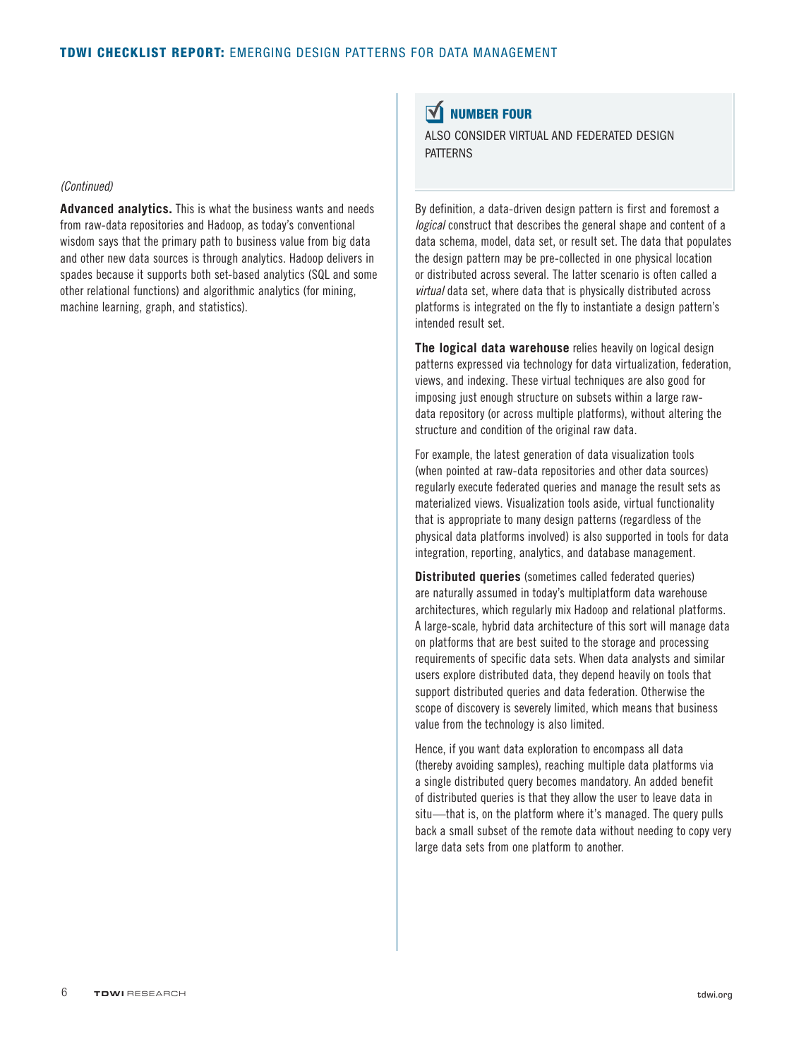*(Continued)*

**Advanced analytics.** This is what the business wants and needs from raw-data repositories and Hadoop, as today's conventional wisdom says that the primary path to business value from big data and other new data sources is through analytics. Hadoop delivers in spades because it supports both set-based analytics (SQL and some other relational functions) and algorithmic analytics (for mining, machine learning, graph, and statistics).

## NUMBER FOUR

ALSO CONSIDER VIRTUAL AND FEDERATED DESIGN PATTERNS

By definition, a data-driven design pattern is first and foremost a *logical* construct that describes the general shape and content of a data schema, model, data set, or result set. The data that populates the design pattern may be pre-collected in one physical location or distributed across several. The latter scenario is often called a *virtual* data set, where data that is physically distributed across platforms is integrated on the fly to instantiate a design pattern's intended result set.

**The logical data warehouse** relies heavily on logical design patterns expressed via technology for data virtualization, federation, views, and indexing. These virtual techniques are also good for imposing just enough structure on subsets within a large raw-data repository (or across multiple platforms), without altering the structure and condition of the original raw data.

For example, the latest generation of data visualization tools (when pointed at raw-data repositories and other data sources) regularly execute federated queries and manage the result sets as materialized views. Visualization tools aside, virtual functionality that is appropriate to many design patterns (regardless of the physical data platforms involved) is also supported in tools for data integration, reporting, analytics, and database management.

**Distributed queries** (sometimes called federated queries) are naturally assumed in today's multiplatform data warehouse architectures, which regularly mix Hadoop and relational platforms. A large-scale, hybrid data architecture of this sort will manage data on platforms that are best suited to the storage and processing requirements of specific data sets. When data analysts and similar users explore distributed data, they depend heavily on tools that support distributed queries and data federation. Otherwise the scope of discovery is severely limited, which means that business value from the technology is also limited.

Hence, if you want data exploration to encompass all data (thereby avoiding samples), reaching multiple data platforms via a single distributed query becomes mandatory. An added benefit of distributed queries is that they allow the user to leave data in situ—that is, on the platform where it's managed. The query pulls back a small subset of the remote data without needing to copy very large data sets from one platform to another.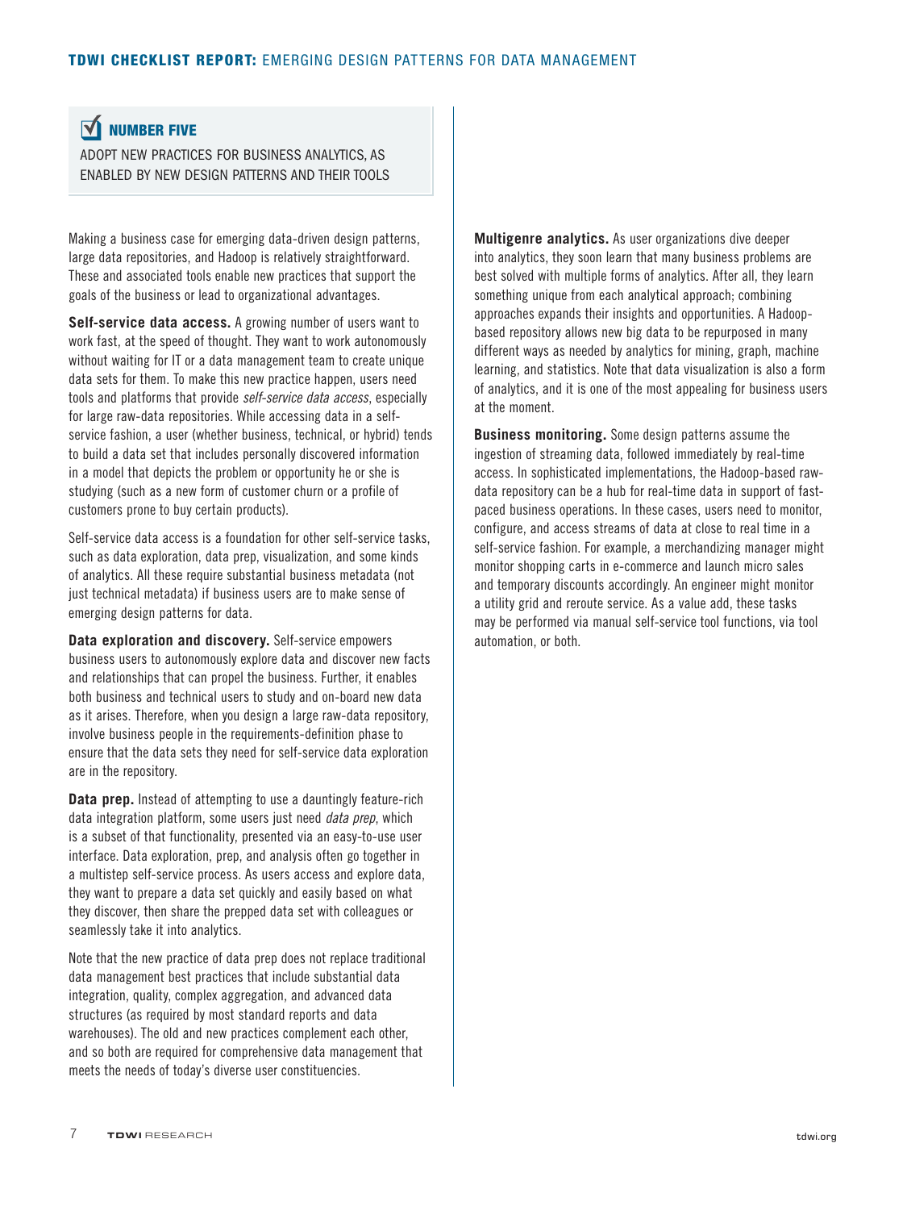## NUMBER FIVE

ADOPT NEW PRACTICES FOR BUSINESS ANALYTICS, AS ENABLED BY NEW DESIGN PATTERNS AND THEIR TOOLS

Making a business case for emerging data-driven design patterns, large data repositories, and Hadoop is relatively straightforward. These and associated tools enable new practices that support the goals of the business or lead to organizational advantages.

**Self-service data access.** A growing number of users want to work fast, at the speed of thought. They want to work autonomously without waiting for IT or a data management team to create unique data sets for them. To make this new practice happen, users need tools and platforms that provide *self-service data access*, especially for large raw-data repositories. While accessing data in a self-service fashion, a user (whether business, technical, or hybrid) tends to build a data set that includes personally discovered information in a model that depicts the problem or opportunity he or she is studying (such as a new form of customer churn or a profile of customers prone to buy certain products).

Self-service data access is a foundation for other self-service tasks, such as data exploration, data prep, visualization, and some kinds of analytics. All these require substantial business metadata (not just technical metadata) if business users are to make sense of emerging design patterns for data.

**Data exploration and discovery.** Self-service empowers business users to autonomously explore data and discover new facts and relationships that can propel the business. Further, it enables both business and technical users to study and on-board new data as it arises. Therefore, when you design a large raw-data repository, involve business people in the requirements-definition phase to ensure that the data sets they need for self-service data exploration are in the repository.

**Data prep.** Instead of attempting to use a dauntingly feature-rich data integration platform, some users just need *data prep*, which is a subset of that functionality, presented via an easy-to-use user interface. Data exploration, prep, and analysis often go together in a multistep self-service process. As users access and explore data, they want to prepare a data set quickly and easily based on what they discover, then share the prepped data set with colleagues or seamlessly take it into analytics.

Note that the new practice of data prep does not replace traditional data management best practices that include substantial data integration, quality, complex aggregation, and advanced data structures (as required by most standard reports and data warehouses). The old and new practices complement each other, and so both are required for comprehensive data management that meets the needs of today's diverse user constituencies.

**Multigenre analytics.** As user organizations dive deeper into analytics, they soon learn that many business problems are best solved with multiple forms of analytics. After all, they learn something unique from each analytical approach; combining approaches expands their insights and opportunities. A Hadoop-based repository allows new big data to be repurposed in many different ways as needed by analytics for mining, graph, machine learning, and statistics. Note that data visualization is also a form of analytics, and it is one of the most appealing for business users at the moment.

**Business monitoring.** Some design patterns assume the ingestion of streaming data, followed immediately by real-time access. In sophisticated implementations, the Hadoop-based raw-data repository can be a hub for real-time data in support of fast-paced business operations. In these cases, users need to monitor, configure, and access streams of data at close to real time in a self-service fashion. For example, a merchandizing manager might monitor shopping carts in e-commerce and launch micro sales and temporary discounts accordingly. An engineer might monitor a utility grid and reroute service. As a value add, these tasks may be performed via manual self-service tool functions, via tool automation, or both.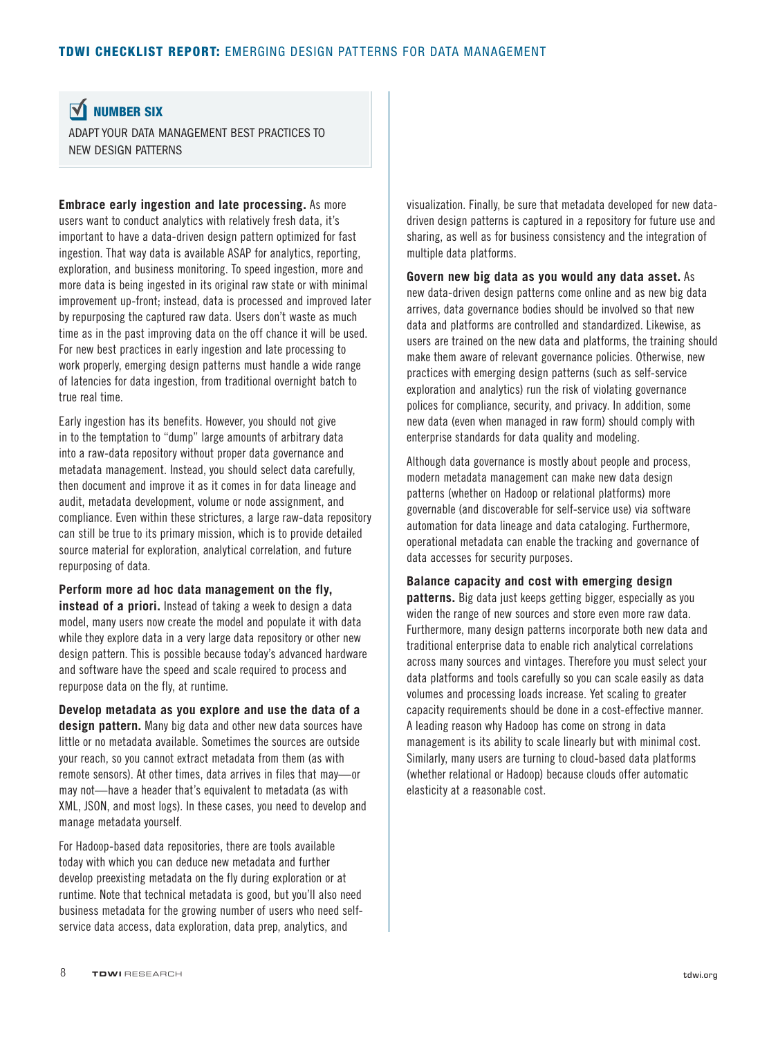## NUMBER SIX

ADAPT YOUR DATA MANAGEMENT BEST PRACTICES TO NEW DESIGN PATTERNS

**Embrace early ingestion and late processing.** As more users want to conduct analytics with relatively fresh data, it's important to have a data-driven design pattern optimized for fast ingestion. That way data is available ASAP for analytics, reporting, exploration, and business monitoring. To speed ingestion, more and more data is being ingested in its original raw state or with minimal improvement up-front; instead, data is processed and improved later by repurposing the captured raw data. Users don't waste as much time as in the past improving data on the off chance it will be used. For new best practices in early ingestion and late processing to work properly, emerging design patterns must handle a wide range of latencies for data ingestion, from traditional overnight batch to true real time.

Early ingestion has its benefits. However, you should not give in to the temptation to "dump" large amounts of arbitrary data into a raw-data repository without proper data governance and metadata management. Instead, you should select data carefully, then document and improve it as it comes in for data lineage and audit, metadata development, volume or node assignment, and compliance. Even within these strictures, a large raw-data repository can still be true to its primary mission, which is to provide detailed source material for exploration, analytical correlation, and future repurposing of data.

**Perform more ad hoc data management on the fly, instead of a priori.** Instead of taking a week to design a data model, many users now create the model and populate it with data while they explore data in a very large data repository or other new design pattern. This is possible because today's advanced hardware and software have the speed and scale required to process and repurpose data on the fly, at runtime.

**Develop metadata as you explore and use the data of a design pattern.** Many big data and other new data sources have little or no metadata available. Sometimes the sources are outside your reach, so you cannot extract metadata from them (as with remote sensors). At other times, data arrives in files that may—or may not—have a header that's equivalent to metadata (as with XML, JSON, and most logs). In these cases, you need to develop and manage metadata yourself.

For Hadoop-based data repositories, there are tools available today with which you can deduce new metadata and further develop preexisting metadata on the fly during exploration or at runtime. Note that technical metadata is good, but you'll also need business metadata for the growing number of users who need self-service data access, data exploration, data prep, analytics, and visualization. Finally, be sure that metadata developed for new data-driven design patterns is captured in a repository for future use and sharing, as well as for business consistency and the integration of multiple data platforms.

**Govern new big data as you would any data asset.** As new data-driven design patterns come online and as new big data arrives, data governance bodies should be involved so that new data and platforms are controlled and standardized. Likewise, as users are trained on the new data and platforms, the training should make them aware of relevant governance policies. Otherwise, new practices with emerging design patterns (such as self-service exploration and analytics) run the risk of violating governance polices for compliance, security, and privacy. In addition, some new data (even when managed in raw form) should comply with enterprise standards for data quality and modeling.

Although data governance is mostly about people and process, modern metadata management can make new data design patterns (whether on Hadoop or relational platforms) more governable (and discoverable for self-service use) via software automation for data lineage and data cataloging. Furthermore, operational metadata can enable the tracking and governance of data accesses for security purposes.

**Balance capacity and cost with emerging design patterns.** Big data just keeps getting bigger, especially as you widen the range of new sources and store even more raw data. Furthermore, many design patterns incorporate both new data and traditional enterprise data to enable rich analytical correlations across many sources and vintages. Therefore you must select your data platforms and tools carefully so you can scale easily as data volumes and processing loads increase. Yet scaling to greater capacity requirements should be done in a cost-effective manner. A leading reason why Hadoop has come on strong in data management is its ability to scale linearly but with minimal cost. Similarly, many users are turning to cloud-based data platforms (whether relational or Hadoop) because clouds offer automatic elasticity at a reasonable cost.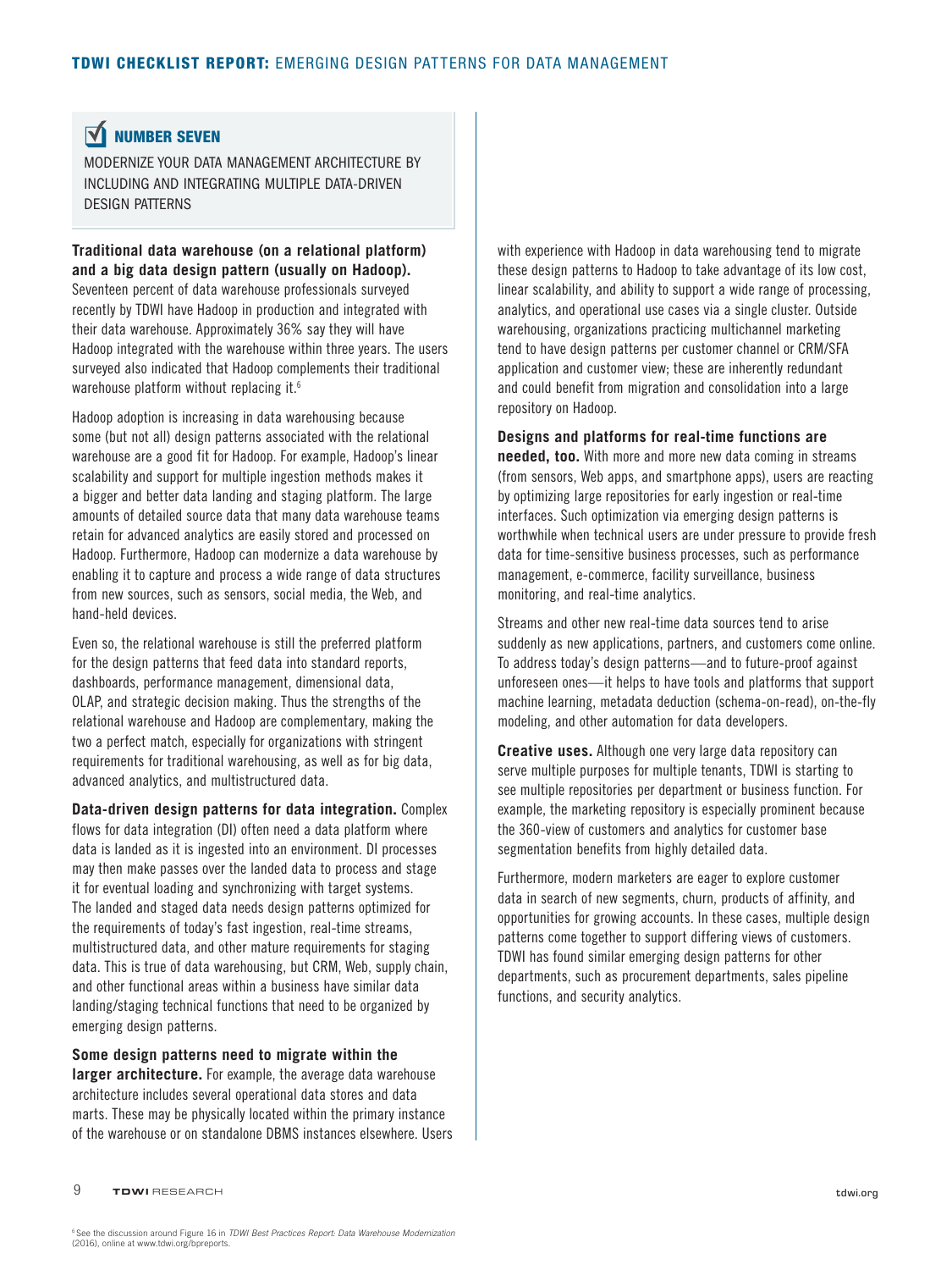## NUMBER SEVEN

MODERNIZE YOUR DATA MANAGEMENT ARCHITECTURE BY INCLUDING AND INTEGRATING MULTIPLE DATA-DRIVEN DESIGN PATTERNS

**Traditional data warehouse (on a relational platform) and a big data design pattern (usually on Hadoop).** Seventeen percent of data warehouse professionals surveyed recently by TDWI have Hadoop in production and integrated with their data warehouse. Approximately 36% say they will have Hadoop integrated with the warehouse within three years. The users surveyed also indicated that Hadoop complements their traditional warehouse platform without replacing it.[6]

Hadoop adoption is increasing in data warehousing because some (but not all) design patterns associated with the relational warehouse are a good fit for Hadoop. For example, Hadoop's linear scalability and support for multiple ingestion methods makes it a bigger and better data landing and staging platform. The large amounts of detailed source data that many data warehouse teams retain for advanced analytics are easily stored and processed on Hadoop. Furthermore, Hadoop can modernize a data warehouse by enabling it to capture and process a wide range of data structures from new sources, such as sensors, social media, the Web, and hand-held devices.

Even so, the relational warehouse is still the preferred platform for the design patterns that feed data into standard reports, dashboards, performance management, dimensional data, OLAP, and strategic decision making. Thus the strengths of the relational warehouse and Hadoop are complementary, making the two a perfect match, especially for organizations with stringent requirements for traditional warehousing, as well as for big data, advanced analytics, and multistructured data.

**Data-driven design patterns for data integration.** Complex flows for data integration (DI) often need a data platform where data is landed as it is ingested into an environment. DI processes may then make passes over the landed data to process and stage it for eventual loading and synchronizing with target systems. The landed and staged data needs design patterns optimized for the requirements of today's fast ingestion, real-time streams, multistructured data, and other mature requirements for staging data. This is true of data warehousing, but CRM, Web, supply chain, and other functional areas within a business have similar data landing/staging technical functions that need to be organized by emerging design patterns.

**Some design patterns need to migrate within the larger architecture.** For example, the average data warehouse architecture includes several operational data stores and data marts. These may be physically located within the primary instance of the warehouse or on standalone DBMS instances elsewhere. Users with experience with Hadoop in data warehousing tend to migrate these design patterns to Hadoop to take advantage of its low cost, linear scalability, and ability to support a wide range of processing, analytics, and operational use cases via a single cluster. Outside warehousing, organizations practicing multichannel marketing tend to have design patterns per customer channel or CRM/SFA application and customer view; these are inherently redundant and could benefit from migration and consolidation into a large repository on Hadoop.

**Designs and platforms for real-time functions are needed, too.** With more and more new data coming in streams (from sensors, Web apps, and smartphone apps), users are reacting by optimizing large repositories for early ingestion or real-time interfaces. Such optimization via emerging design patterns is worthwhile when technical users are under pressure to provide fresh data for time-sensitive business processes, such as performance management, e-commerce, facility surveillance, business monitoring, and real-time analytics.

Streams and other new real-time data sources tend to arise suddenly as new applications, partners, and customers come online. To address today's design patterns—and to future-proof against unforeseen ones—it helps to have tools and platforms that support machine learning, metadata deduction (schema-on-read), on-the-fly modeling, and other automation for data developers.

**Creative uses.** Although one very large data repository can serve multiple purposes for multiple tenants, TDWI is starting to see multiple repositories per department or business function. For example, the marketing repository is especially prominent because the 360-view of customers and analytics for customer base segmentation benefits from highly detailed data.

Furthermore, modern marketers are eager to explore customer data in search of new segments, churn, products of affinity, and opportunities for growing accounts. In these cases, multiple design patterns come together to support differing views of customers. TDWI has found similar emerging design patterns for other departments, such as procurement departments, sales pipeline functions, and security analytics.

[6] See the discussion around Figure 16 in *TDWI Best Practices Report: Data Warehouse Modernization* (2016), online at www.tdwi.org/bpreports.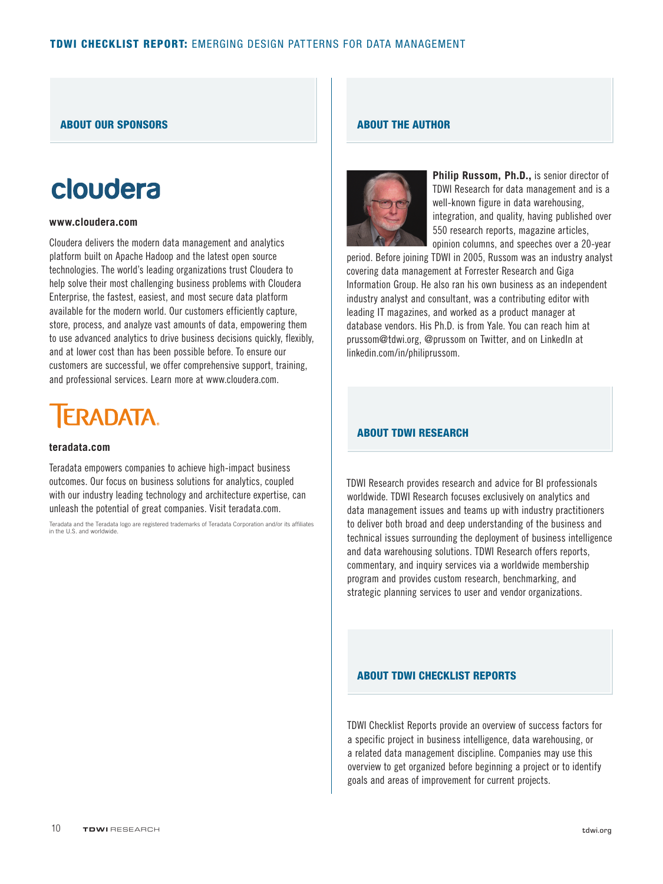## ABOUT OUR SPONSORS

cloudera

**www.cloudera.com**

Cloudera delivers the modern data management and analytics platform built on Apache Hadoop and the latest open source technologies. The world's leading organizations trust Cloudera to help solve their most challenging business problems with Cloudera Enterprise, the fastest, easiest, and most secure data platform available for the modern world. Our customers efficiently capture, store, process, and analyze vast amounts of data, empowering them to use advanced analytics to drive business decisions quickly, flexibly, and at lower cost than has been possible before. To ensure our customers are successful, we offer comprehensive support, training, and professional services. Learn more at www.cloudera.com.

TERADATA.

**teradata.com**

Teradata empowers companies to achieve high-impact business outcomes. Our focus on business solutions for analytics, coupled with our industry leading technology and architecture expertise, can unleash the potential of great companies. Visit teradata.com.

Teradata and the Teradata logo are registered trademarks of Teradata Corporation and/or its affiliates in the U.S. and worldwide.

## ABOUT THE AUTHOR

**Philip Russom, Ph.D.,** is senior director of TDWI Research for data management and is a well-known figure in data warehousing, integration, and quality, having published over 550 research reports, magazine articles, opinion columns, and speeches over a 20-year period. Before joining TDWI in 2005, Russom was an industry analyst covering data management at Forrester Research and Giga Information Group. He also ran his own business as an independent industry analyst and consultant, was a contributing editor with leading IT magazines, and worked as a product manager at database vendors. His Ph.D. is from Yale. You can reach him at prussom@tdwi.org, @prussom on Twitter, and on LinkedIn at linkedin.com/in/philiprussom.

## ABOUT TDWI RESEARCH

TDWI Research provides research and advice for BI professionals worldwide. TDWI Research focuses exclusively on analytics and data management issues and teams up with industry practitioners to deliver both broad and deep understanding of the business and technical issues surrounding the deployment of business intelligence and data warehousing solutions. TDWI Research offers reports, commentary, and inquiry services via a worldwide membership program and provides custom research, benchmarking, and strategic planning services to user and vendor organizations.

## ABOUT TDWI CHECKLIST REPORTS

TDWI Checklist Reports provide an overview of success factors for a specific project in business intelligence, data warehousing, or a related data management discipline. Companies may use this overview to get organized before beginning a project or to identify goals and areas of improvement for current projects.